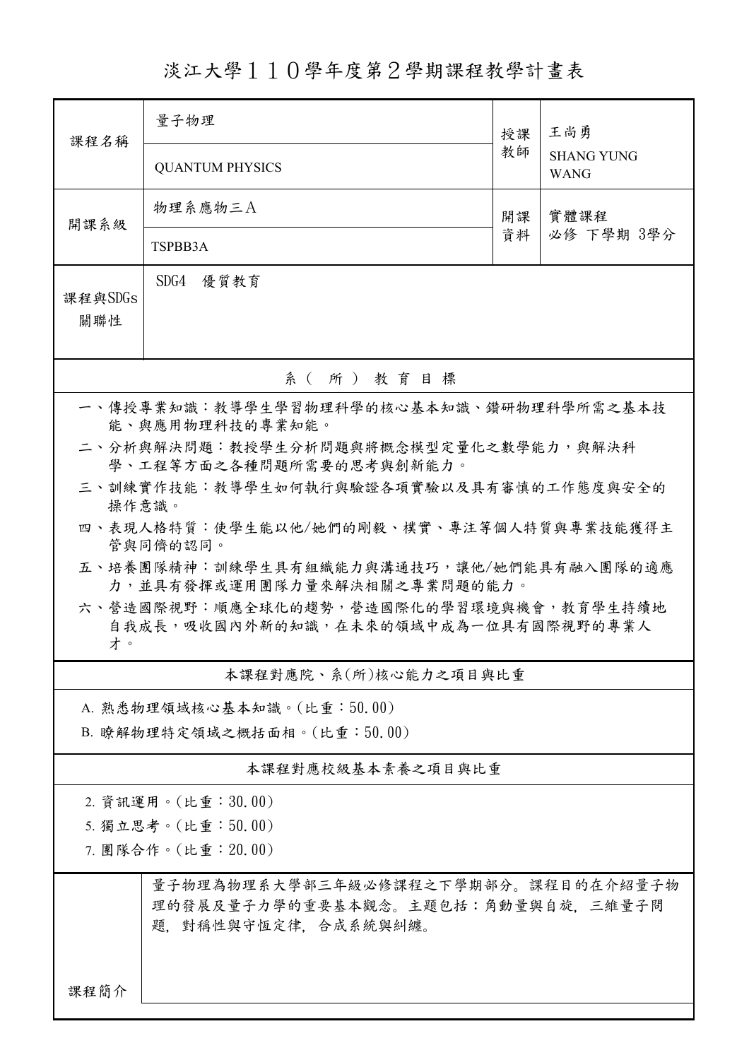# 淡江大學１１０學年度第２學期課程教學計畫表

| 課程名稱 | 量子物理<br>QUANTUM PHYSICS | 授課教師 | 王尚勇<br>SHANG YUNG WANG |
|---|---|---|---|
| 開課系級 | 物理系應物三A<br>TSPBB3A | 開課資料 | 實體課程<br>必修 下學期 3學分 |
| 課程與SDGs關聯性 | SDG4 優質教育 | | |

## 系（所）教育目標

一、傳授專業知識：教導學生學習物理科學的核心基本知識、鑽研物理科學所需之基本技能、與應用物理科技的專業知能。

二、分析與解決問題：教授學生分析問題與將概念模型定量化之數學能力，與解決科學、工程等方面之各種問題所需要的思考與創新能力。

三、訓練實作技能：教導學生如何執行與驗證各項實驗以及具有審慎的工作態度與安全的操作意識。

四、表現人格特質：使學生能以他/她們的剛毅、樸實、專注等個人特質與專業技能獲得主管與同儕的認同。

五、培養團隊精神：訓練學生具有組織能力與溝通技巧，讓他/她們能具有融入團隊的適應力，並具有發揮或運用團隊力量來解決相關之專業問題的能力。

六、營造國際視野：順應全球化的趨勢，營造國際化的學習環境與機會，教育學生持續地自我成長，吸收國內外新的知識，在未來的領域中成為一位具有國際視野的專業人才。

## 本課程對應院、系(所)核心能力之項目與比重

A. 熟悉物理領域核心基本知識。(比重：50.00)

B. 瞭解物理特定領域之概括面相。(比重：50.00)

## 本課程對應校級基本素養之項目與比重

2. 資訊運用。(比重：30.00)
5. 獨立思考。(比重：50.00)
7. 團隊合作。(比重：20.00)

## 課程簡介

量子物理為物理系大學部三年級必修課程之下學期部分。課程目的在介紹量子物理的發展及量子力學的重要基本觀念。主題包括：角動量與自旋, 三維量子問題, 對稱性與守恆定律, 合成系統與糾纏。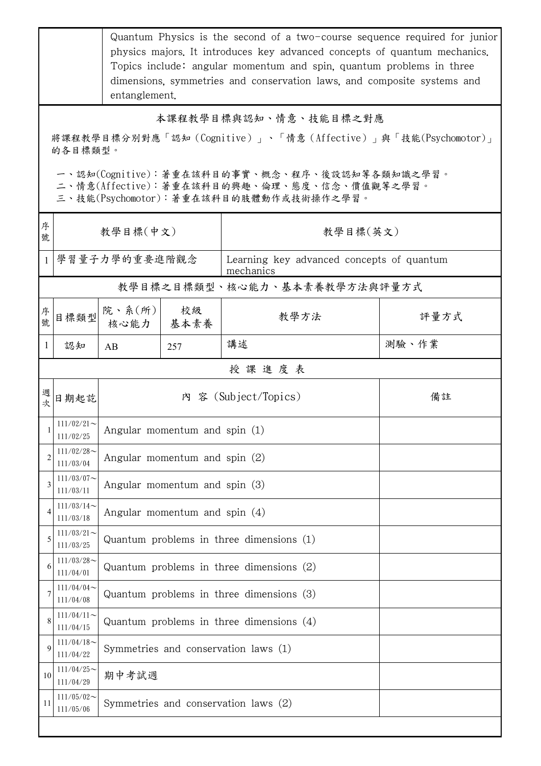| | Quantum Physics is the second of a two-course sequence required for junior physics majors. It introduces key advanced concepts of quantum mechanics. Topics include: angular momentum and spin, quantum problems in three dimensions, symmetries and conservation laws, and composite systems and entanglement. |
|---|---|

## 本課程教學目標與認知、情意、技能目標之對應

將課程教學目標分別對應「認知（Cognitive）」、「情意（Affective）」與「技能(Psychomotor)」的各目標類型。

一、認知(Cognitive)：著重在該科目的事實、概念、程序、後設認知等各類知識之學習。
二、情意(Affective)：著重在該科目的興趣、倫理、態度、信念、價值觀等之學習。
三、技能(Psychomotor)：著重在該科目的肢體動作或技術操作之學習。

| 序號 | 教學目標(中文) | 教學目標(英文) |
|---|---|---|
| 1 | 學習量子力學的重要進階觀念 | Learning key advanced concepts of quantum mechanics |

## 教學目標之目標類型、核心能力、基本素養教學方法與評量方式

| 序號 | 目標類型 | 院、系(所)核心能力 | 校級基本素養 | 教學方法 | 評量方式 |
|---|---|---|---|---|---|
| 1 | 認知 | AB | 257 | 講述 | 測驗、作業 |

## 授 課 進 度 表

| 週次 | 日期起訖 | 內 容 (Subject/Topics) | 備註 |
|---|---|---|---|
| 1 | 111/02/21～111/02/25 | Angular momentum and spin (1) | |
| 2 | 111/02/28～111/03/04 | Angular momentum and spin (2) | |
| 3 | 111/03/07～111/03/11 | Angular momentum and spin (3) | |
| 4 | 111/03/14～111/03/18 | Angular momentum and spin (4) | |
| 5 | 111/03/21～111/03/25 | Quantum problems in three dimensions (1) | |
| 6 | 111/03/28～111/04/01 | Quantum problems in three dimensions (2) | |
| 7 | 111/04/04～111/04/08 | Quantum problems in three dimensions (3) | |
| 8 | 111/04/11～111/04/15 | Quantum problems in three dimensions (4) | |
| 9 | 111/04/18～111/04/22 | Symmetries and conservation laws (1) | |
| 10 | 111/04/25～111/04/29 | 期中考試週 | |
| 11 | 111/05/02～111/05/06 | Symmetries and conservation laws (2) | |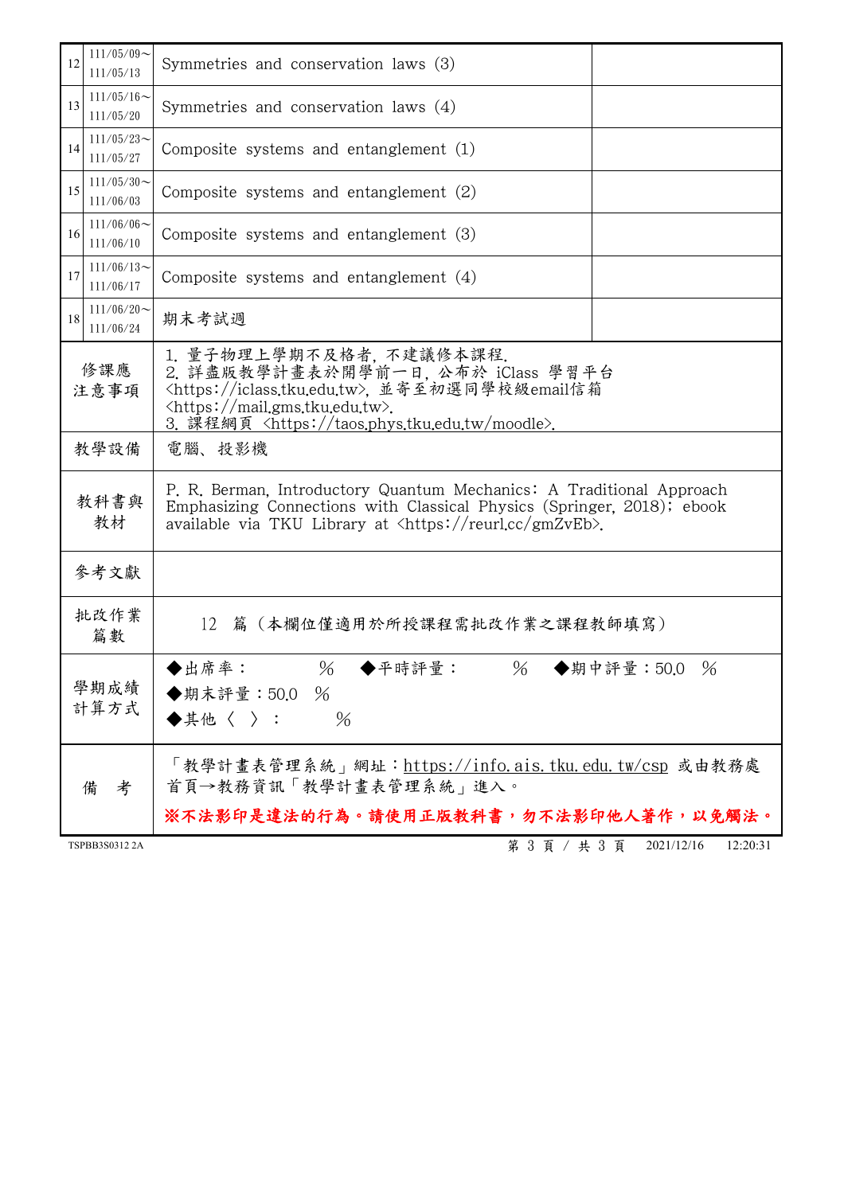| | | | |
|---|---|---|---|
| 12 | 111/05/09～<br>111/05/13 | Symmetries and conservation laws (3) | |
| 13 | 111/05/16～<br>111/05/20 | Symmetries and conservation laws (4) | |
| 14 | 111/05/23～<br>111/05/27 | Composite systems and entanglement (1) | |
| 15 | 111/05/30～<br>111/06/03 | Composite systems and entanglement (2) | |
| 16 | 111/06/06～<br>111/06/10 | Composite systems and entanglement (3) | |
| 17 | 111/06/13～<br>111/06/17 | Composite systems and entanglement (4) | |
| 18 | 111/06/20～<br>111/06/24 | 期末考試週 | |

| | |
|---|---|
| 修課應注意事項 | 1. 量子物理上學期不及格者, 不建議修本課程.<br>2. 詳盡版教學計畫表於開學前一日, 公布於 iClass 學習平台 <https://iclass.tku.edu.tw>, 並寄至初選同學校級email信箱 <https://mail.gms.tku.edu.tw>.<br>3. 課程網頁 <https://taos.phys.tku.edu.tw/moodle>. |
| 教學設備 | 電腦、投影機 |
| 教科書與教材 | P. R. Berman, Introductory Quantum Mechanics: A Traditional Approach Emphasizing Connections with Classical Physics (Springer, 2018); ebook available via TKU Library at <https://reurl.cc/gmZvEb>. |
| 參考文獻 | |
| 批改作業篇數 | 12 篇(本欄位僅適用於所授課程需批改作業之課程教師填寫) |
| 學期成績計算方式 | ◆出席率： ％ ◆平時評量： ％ ◆期中評量：50.0 ％<br>◆期末評量：50.0 ％<br>◆其他〈 〉： ％ |
| 備 考 | 「教學計畫表管理系統」網址：https://info.ais.tku.edu.tw/csp 或由教務處首頁→教務資訊「教學計畫表管理系統」進入。<br>**※不法影印是違法的行為。請使用正版教科書，勿不法影印他人著作，以免觸法。** |

TSPBB3S0312 2A